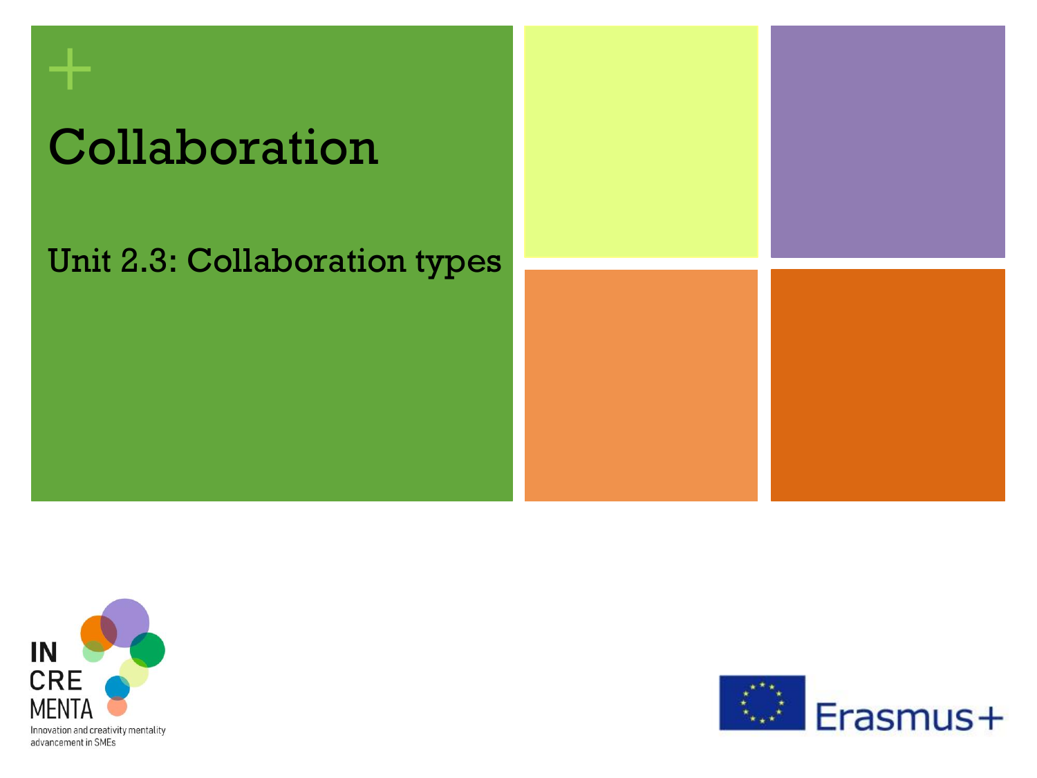# Collaboration

## Unit 2.3: Collaboration types

IN CRE MENTA

Innovation and creativity mentality advancement in SMEs

Erasmus+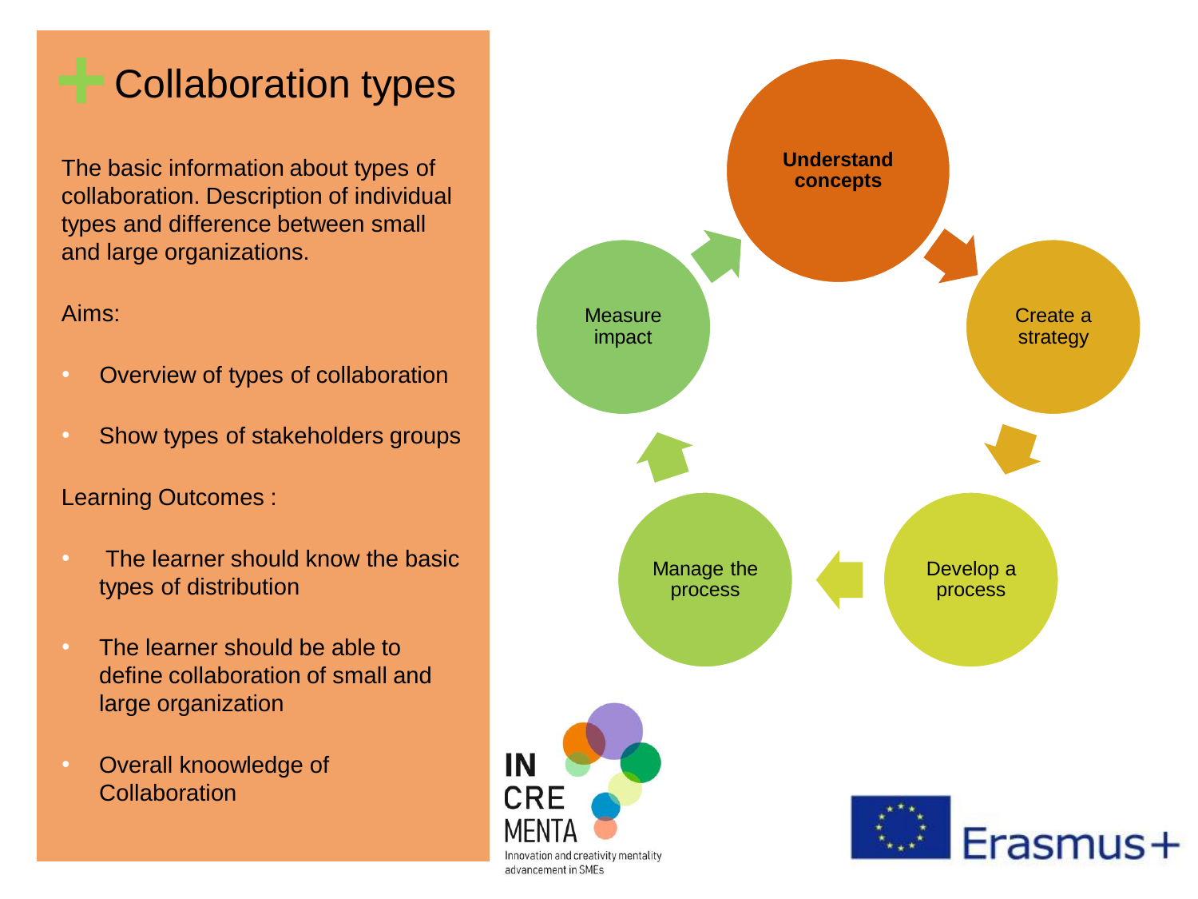# Collaboration types

The basic information about types of collaboration. Description of individual types and difference between small and large organizations.

Aims:

- Overview of types of collaboration
- Show types of stakeholders groups

Learning Outcomes :

- The learner should know the basic types of distribution
- The learner should be able to define collaboration of small and large organization
- Overall knoowledge of Collaboration

**Understand concepts**

Create a strategy

Develop a process

Manage the process

Measure impact

IN CRE MENTA

Innovation and creativity mentality advancement in SMEs

Erasmus+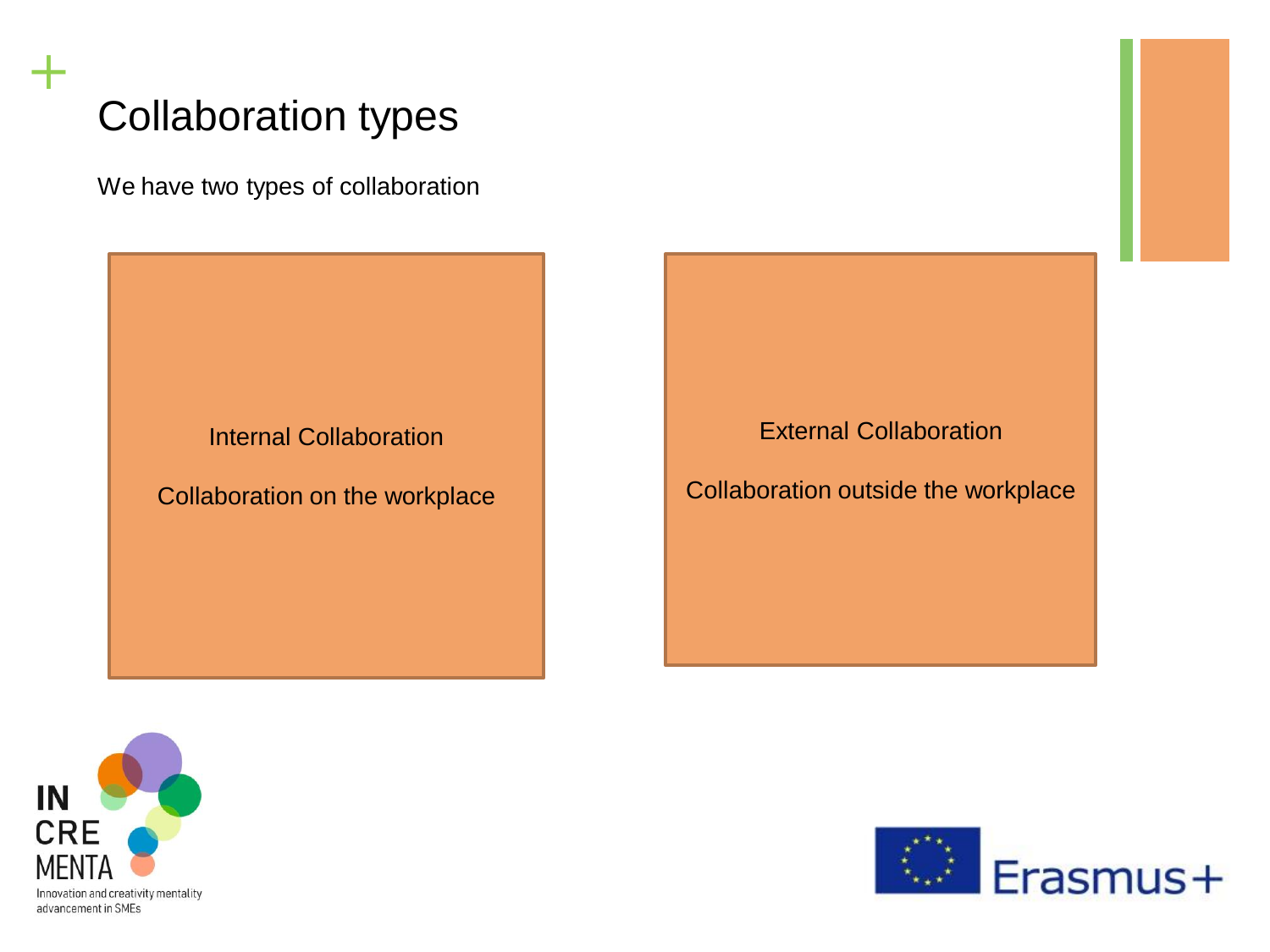# Collaboration types

We have two types of collaboration

**Internal Collaboration**

Collaboration on the workplace

**External Collaboration**

Collaboration outside the workplace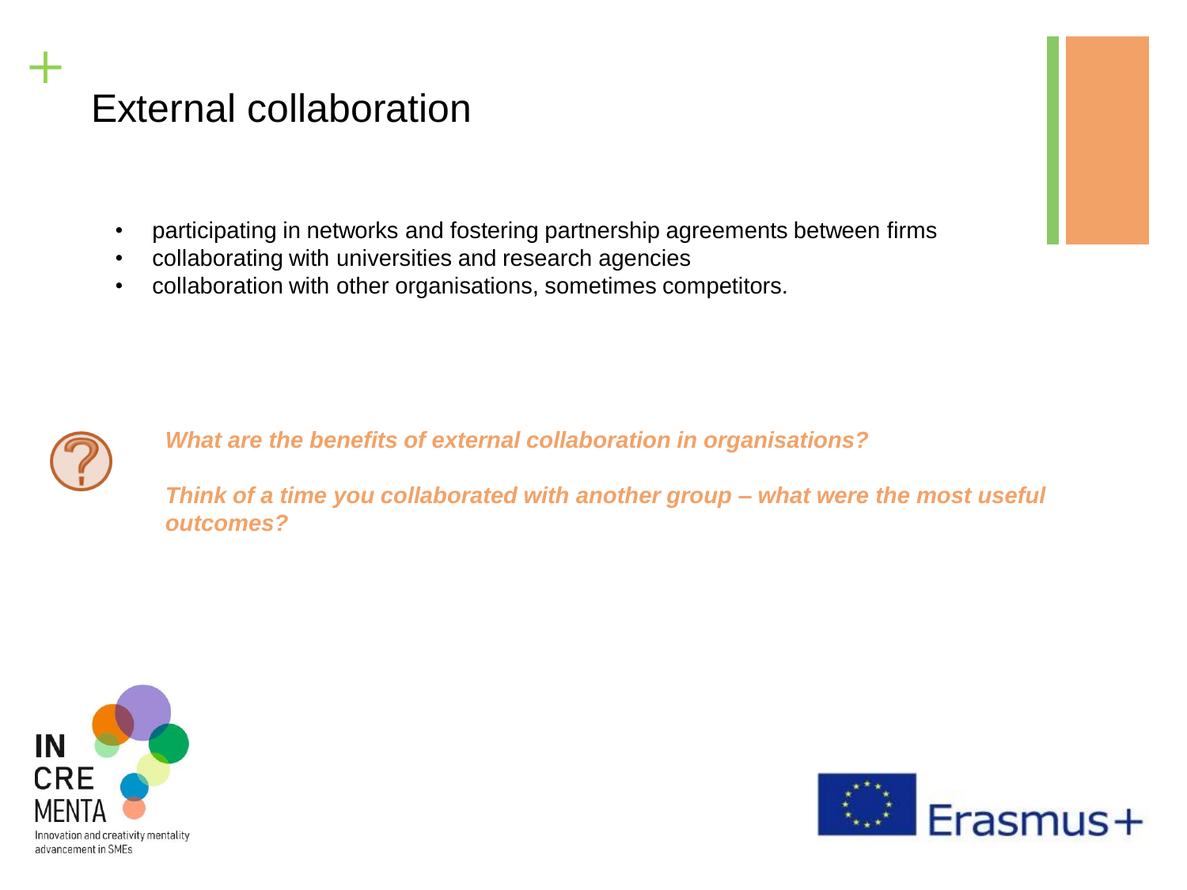# External collaboration

- participating in networks and fostering partnership agreements between firms
- collaborating with universities and research agencies
- collaboration with other organisations, sometimes competitors.

***What are the benefits of external collaboration in organisations?***

***Think of a time you collaborated with another group – what were the most useful outcomes?***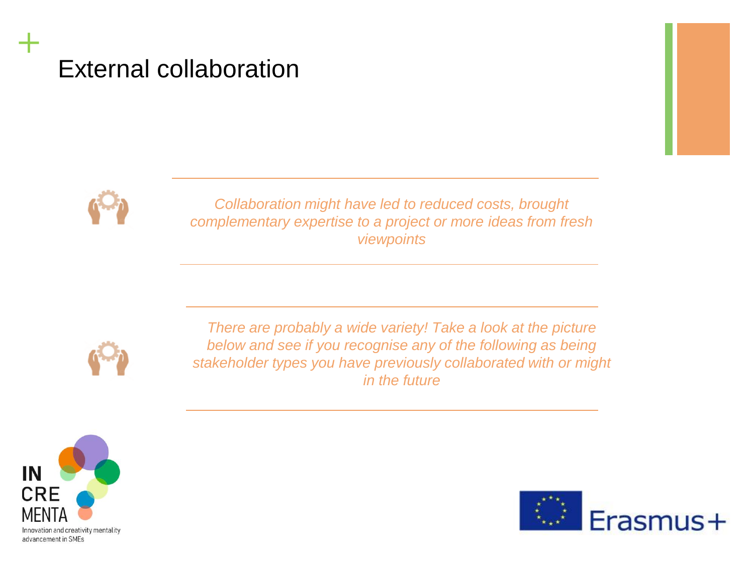# External collaboration

*Collaboration might have led to reduced costs, brought complementary expertise to a project or more ideas from fresh viewpoints*

*There are probably a wide variety! Take a look at the picture below and see if you recognise any of the following as being stakeholder types you have previously collaborated with or might in the future*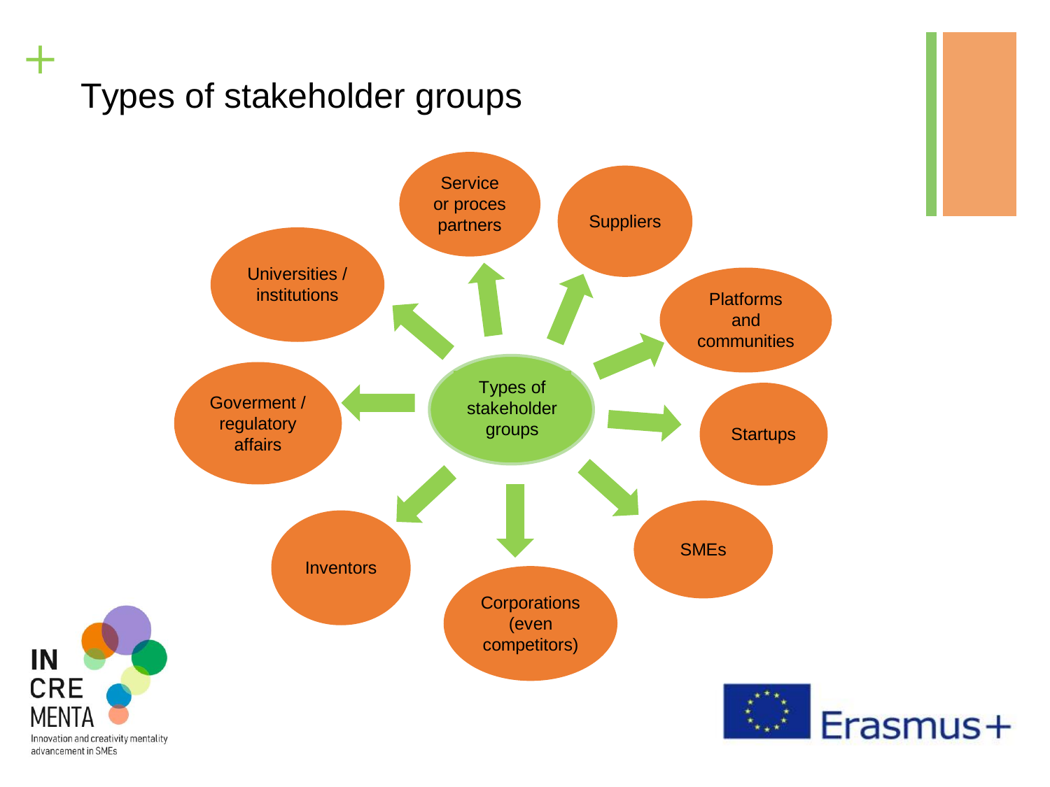# Types of stakeholder groups

Types of stakeholder groups

- Service or proces partners
- Suppliers
- Platforms and communities
- Startups
- SMEs
- Corporations (even competitors)
- Inventors
- Goverment / regulatory affairs
- Universities / institutions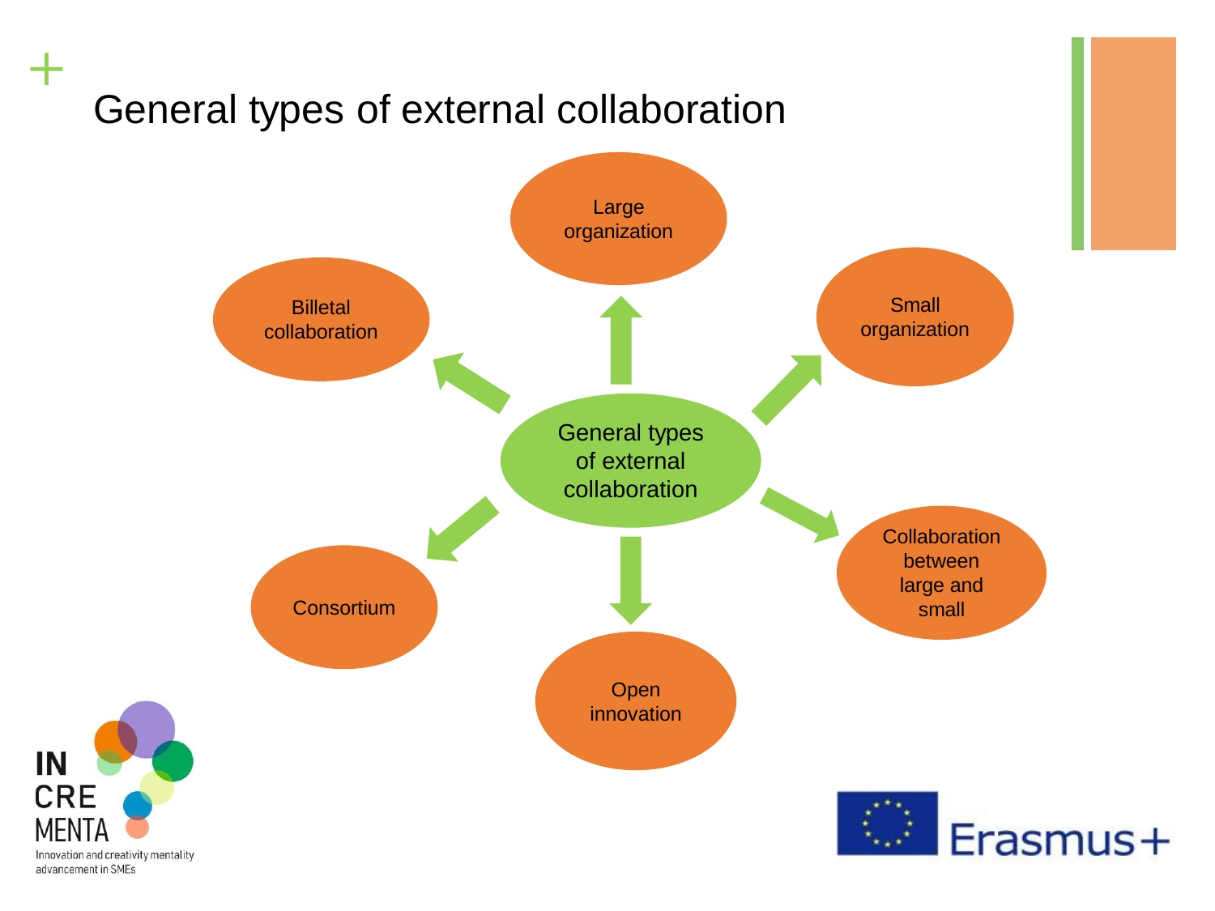# General types of external collaboration

- General types of external collaboration
  - Large organization
  - Small organization
  - Collaboration between large and small
  - Open innovation
  - Consortium
  - Billetal collaboration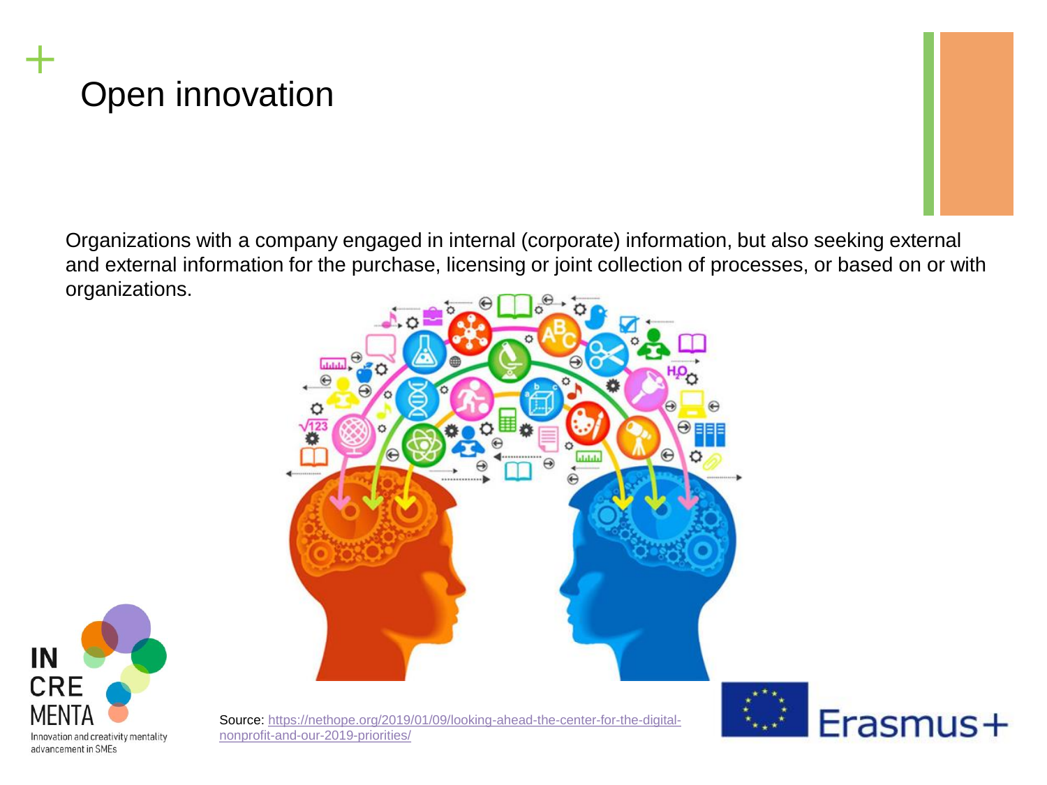# Open innovation

Organizations with a company engaged in internal (corporate) information, but also seeking external and external information for the purchase, licensing or joint collection of processes, or based on or with organizations.

Source: https://nethope.org/2019/01/09/looking-ahead-the-center-for-the-digital-nonprofit-and-our-2019-priorities/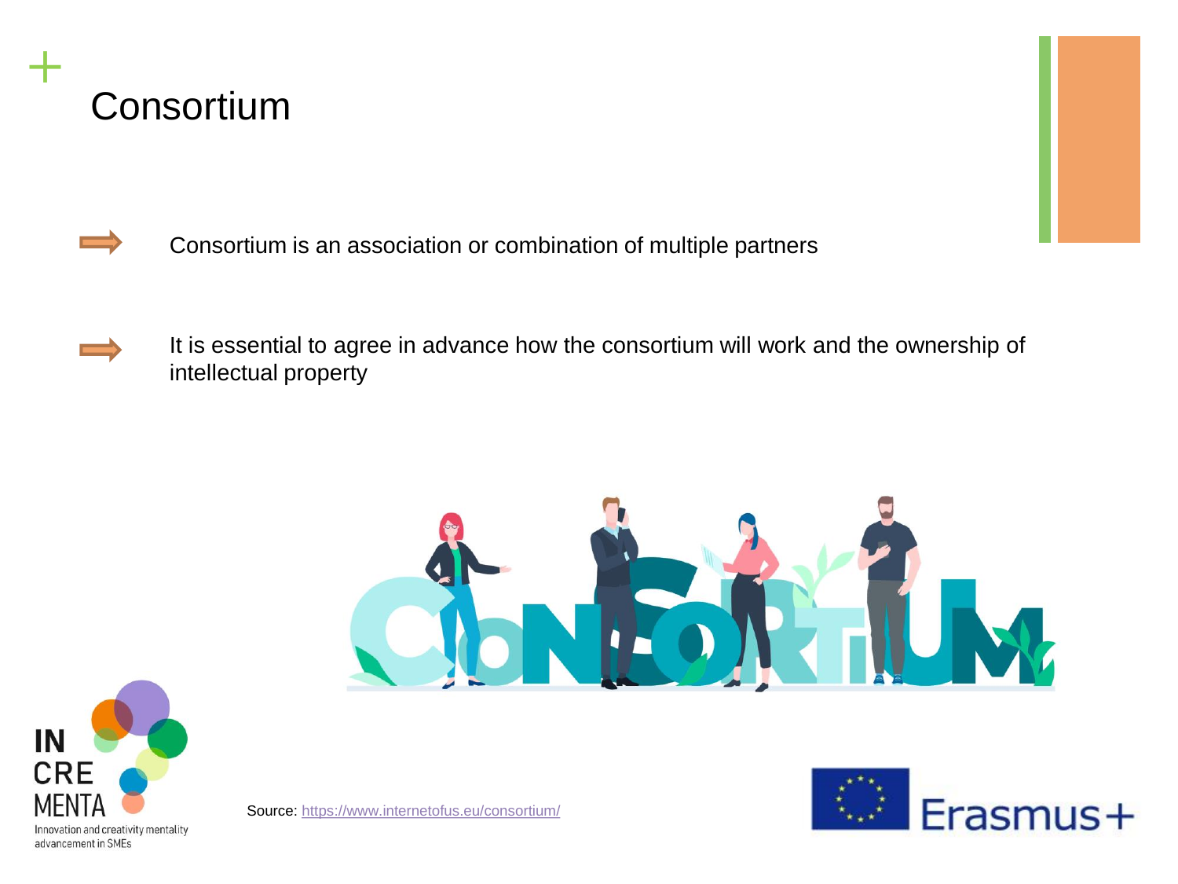# Consortium

- Consortium is an association or combination of multiple partners

- It is essential to agree in advance how the consortium will work and the ownership of intellectual property

Source: https://www.internetofus.eu/consortium/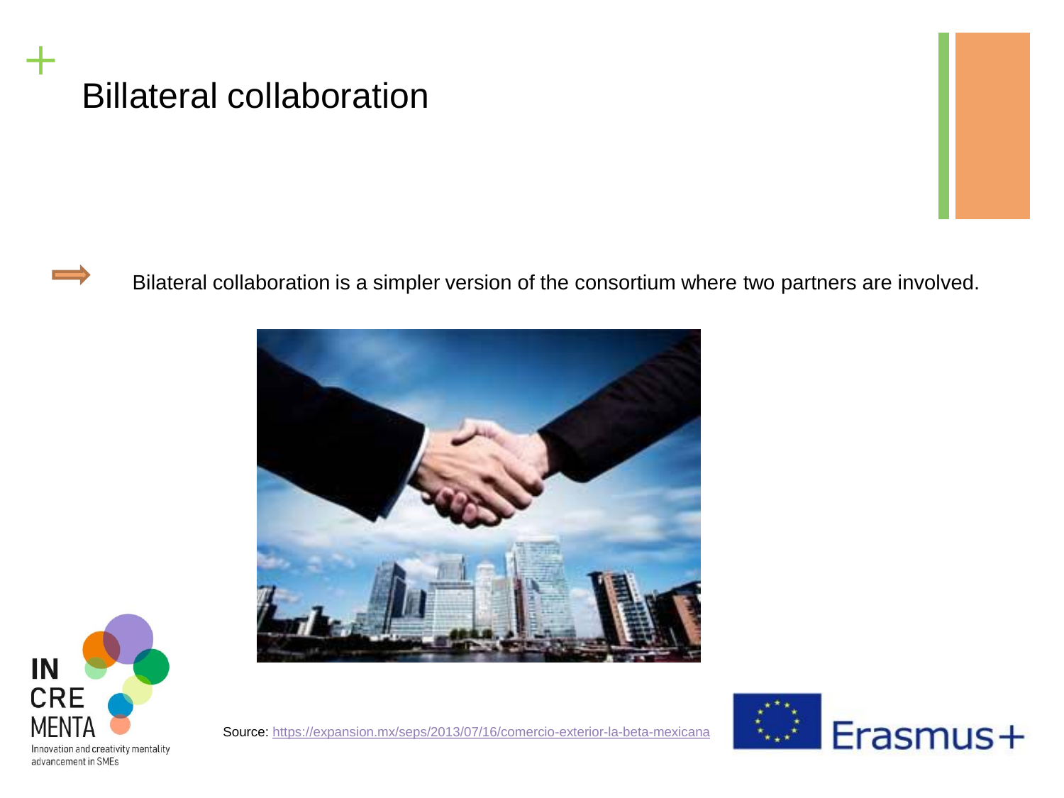# Billateral collaboration

- Bilateral collaboration is a simpler version of the consortium where two partners are involved.

Source: https://expansion.mx/seps/2013/07/16/comercio-exterior-la-beta-mexicana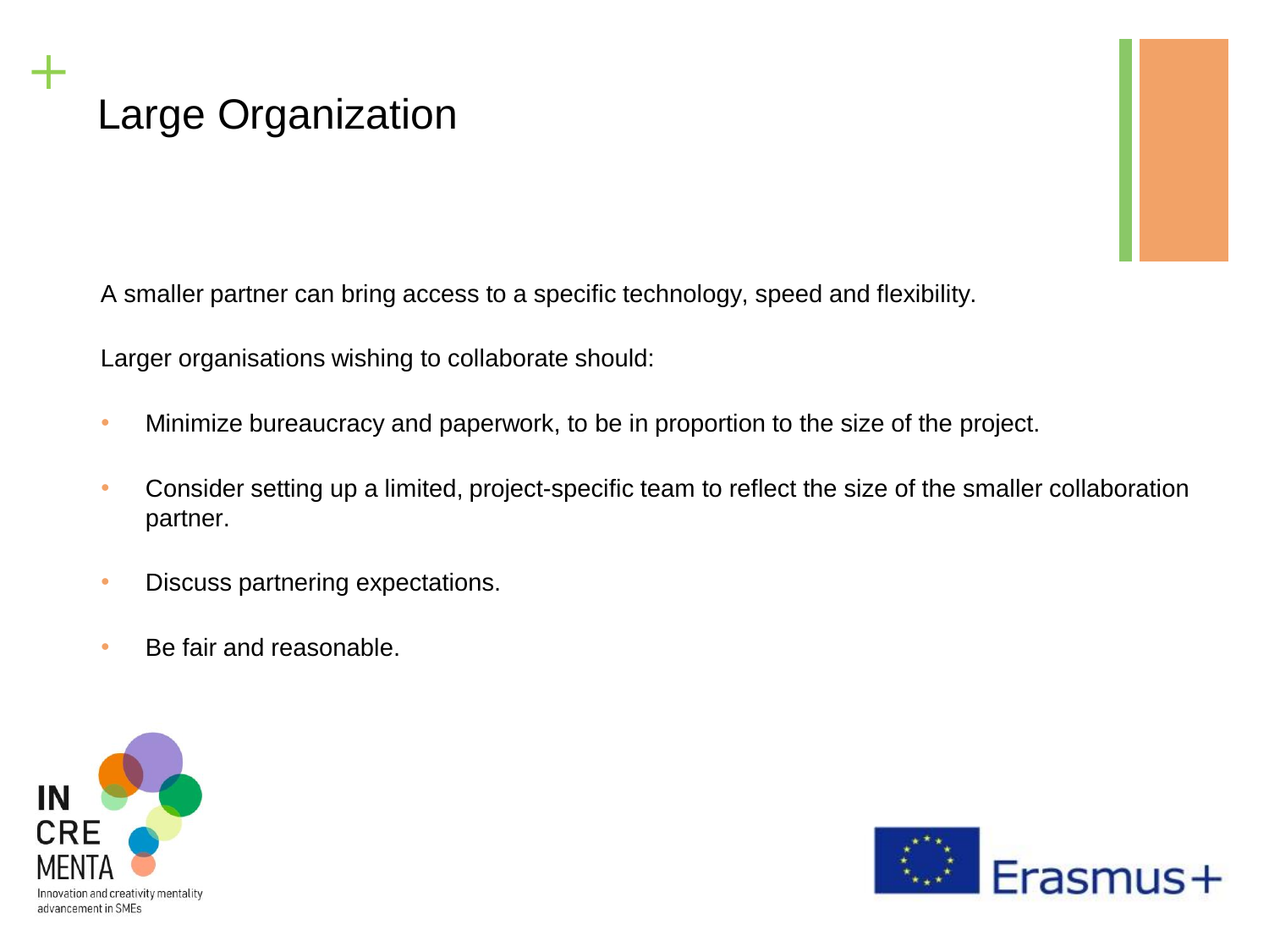# Large Organization

A smaller partner can bring access to a specific technology, speed and flexibility.

Larger organisations wishing to collaborate should:

- Minimize bureaucracy and paperwork, to be in proportion to the size of the project.
- Consider setting up a limited, project-specific team to reflect the size of the smaller collaboration partner.
- Discuss partnering expectations.
- Be fair and reasonable.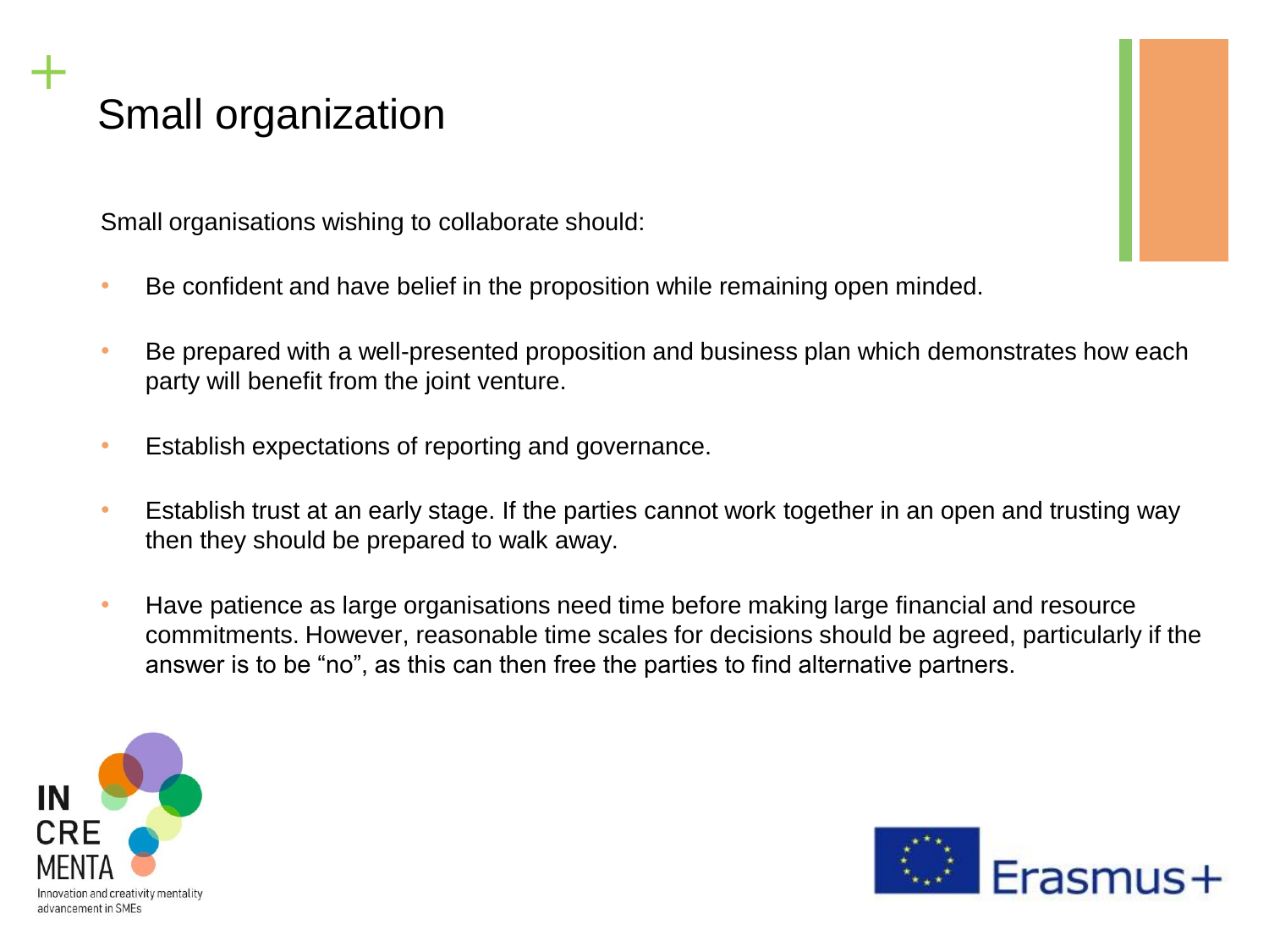# Small organization

Small organisations wishing to collaborate should:

- Be confident and have belief in the proposition while remaining open minded.
- Be prepared with a well-presented proposition and business plan which demonstrates how each party will benefit from the joint venture.
- Establish expectations of reporting and governance.
- Establish trust at an early stage. If the parties cannot work together in an open and trusting way then they should be prepared to walk away.
- Have patience as large organisations need time before making large financial and resource commitments. However, reasonable time scales for decisions should be agreed, particularly if the answer is to be "no", as this can then free the parties to find alternative partners.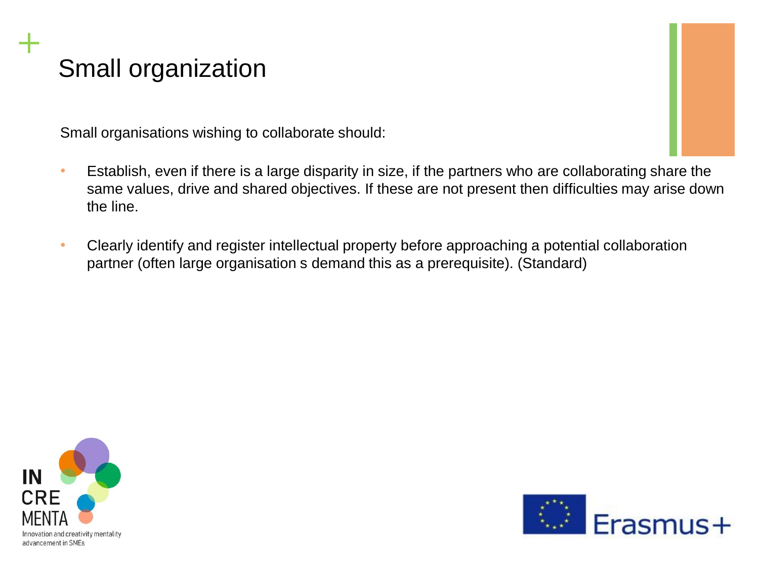# Small organization

Small organisations wishing to collaborate should:

- Establish, even if there is a large disparity in size, if the partners who are collaborating share the same values, drive and shared objectives. If these are not present then difficulties may arise down the line.
- Clearly identify and register intellectual property before approaching a potential collaboration partner (often large organisation s demand this as a prerequisite). (Standard)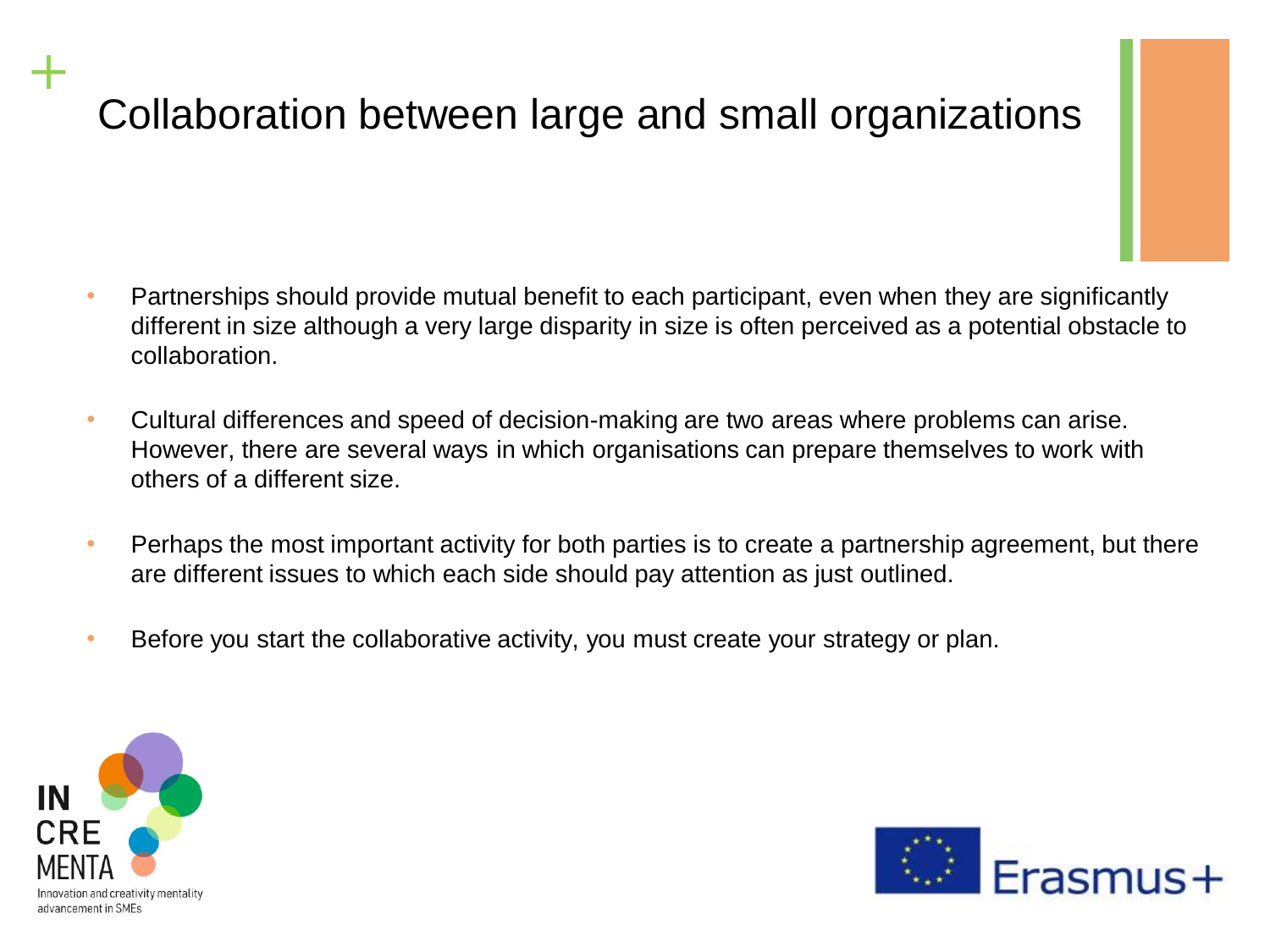# Collaboration between large and small organizations

- Partnerships should provide mutual benefit to each participant, even when they are significantly different in size although a very large disparity in size is often perceived as a potential obstacle to collaboration.
- Cultural differences and speed of decision-making are two areas where problems can arise. However, there are several ways in which organisations can prepare themselves to work with others of a different size.
- Perhaps the most important activity for both parties is to create a partnership agreement, but there are different issues to which each side should pay attention as just outlined.
- Before you start the collaborative activity, you must create your strategy or plan.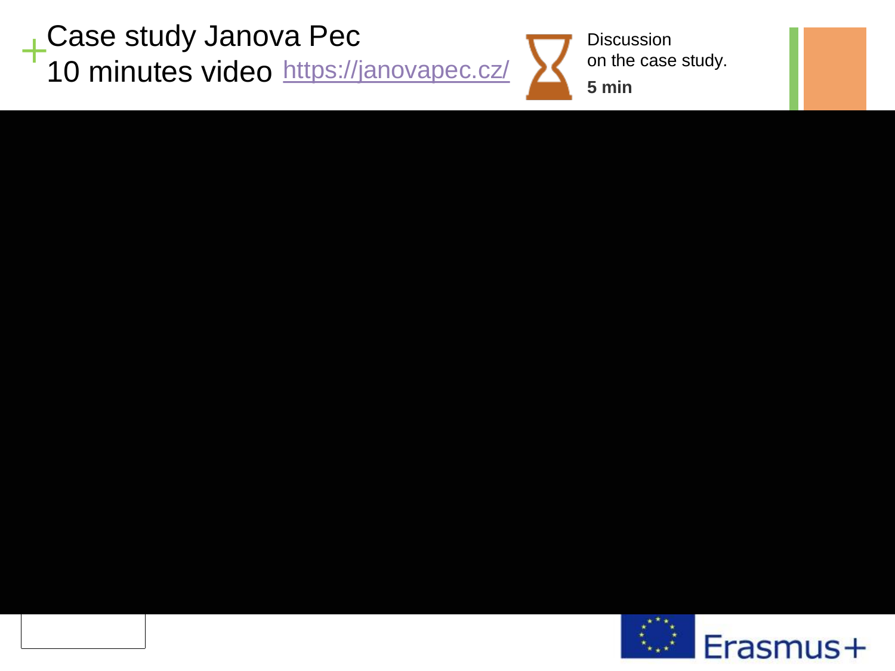# Case study Janova Pec
# 10 minutes video https://janovapec.cz/

Discussion on the case study.

**5 min**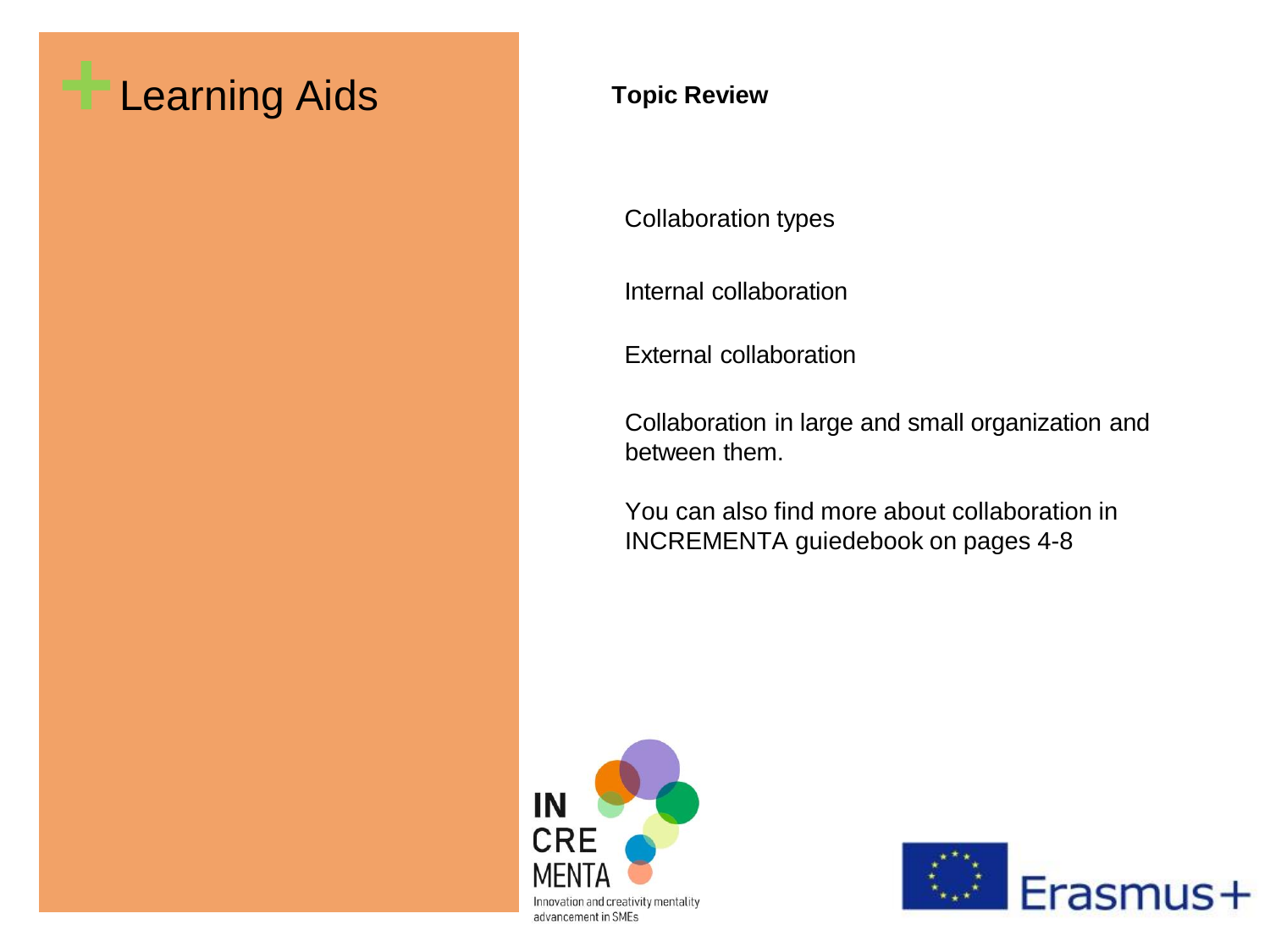# Learning Aids

**Topic Review**

Collaboration types

Internal collaboration

External collaboration

Collaboration in large and small organization and between them.

You can also find more about collaboration in INCREMENTA guiedebook on pages 4-8

IN CRE MENTA

Innovation and creativity mentality advancement in SMEs

Erasmus+